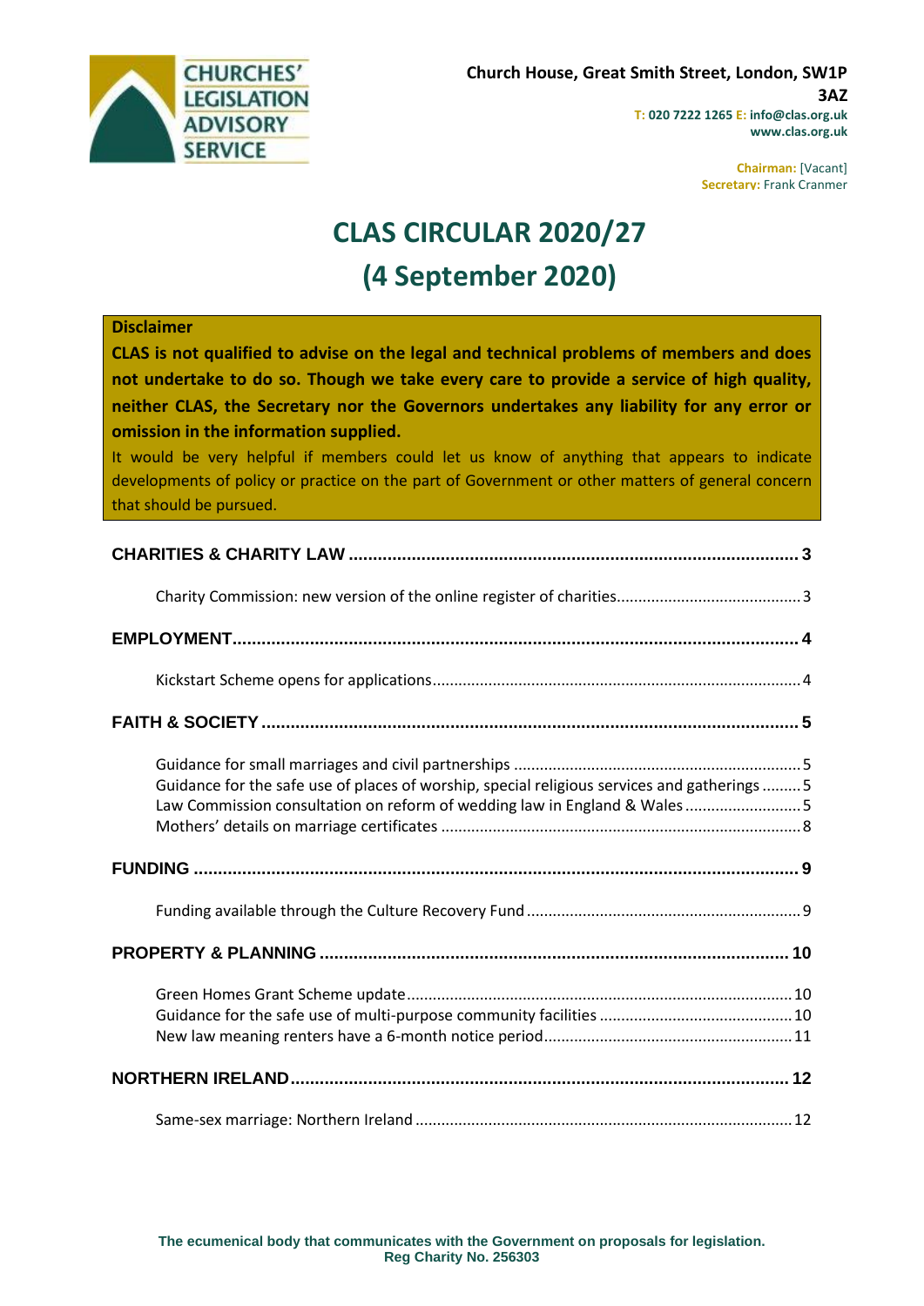CHURCHES' LEGISLATION ADVISORY SERVICE

**Church House, Great Smith Street, London, SW1P 3AZ**
**T: 020 7222 1265 E: info@clas.org.uk**
**www.clas.org.uk**

**Chairman:** [Vacant]
**Secretary:** Frank Cranmer

# CLAS CIRCULAR 2020/27
# (4 September 2020)

**Disclaimer**

**CLAS is not qualified to advise on the legal and technical problems of members and does not undertake to do so. Though we take every care to provide a service of high quality, neither CLAS, the Secretary nor the Governors undertakes any liability for any error or omission in the information supplied.**

It would be very helpful if members could let us know of anything that appears to indicate developments of policy or practice on the part of Government or other matters of general concern that should be pursued.

**CHARITIES & CHARITY LAW** .......... 3

- Charity Commission: new version of the online register of charities .......... 3

**EMPLOYMENT** .......... 4

- Kickstart Scheme opens for applications .......... 4

**FAITH & SOCIETY** .......... 5

- Guidance for small marriages and civil partnerships .......... 5
- Guidance for the safe use of places of worship, special religious services and gatherings .......... 5
- Law Commission consultation on reform of wedding law in England & Wales .......... 5
- Mothers' details on marriage certificates .......... 8

**FUNDING** .......... 9

- Funding available through the Culture Recovery Fund .......... 9

**PROPERTY & PLANNING** .......... 10

- Green Homes Grant Scheme update .......... 10
- Guidance for the safe use of multi-purpose community facilities .......... 10
- New law meaning renters have a 6-month notice period .......... 11

**NORTHERN IRELAND** .......... 12

- Same-sex marriage: Northern Ireland .......... 12

**The ecumenical body that communicates with the Government on proposals for legislation.**
**Reg Charity No. 256303**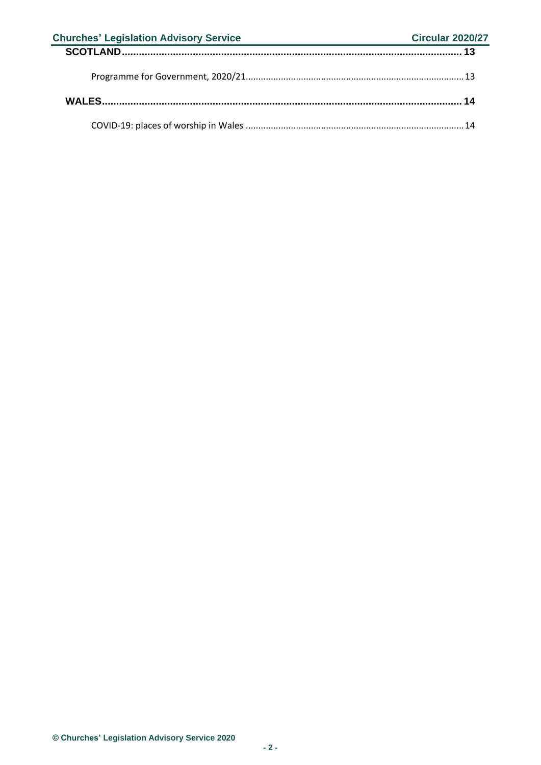**SCOTLAND** ........................................................................................................ 13

Programme for Government, 2020/21 ........................................................................ 13

**WALES** ............................................................................................................. 14

COVID-19: places of worship in Wales ....................................................................... 14

© Churches' Legislation Advisory Service 2020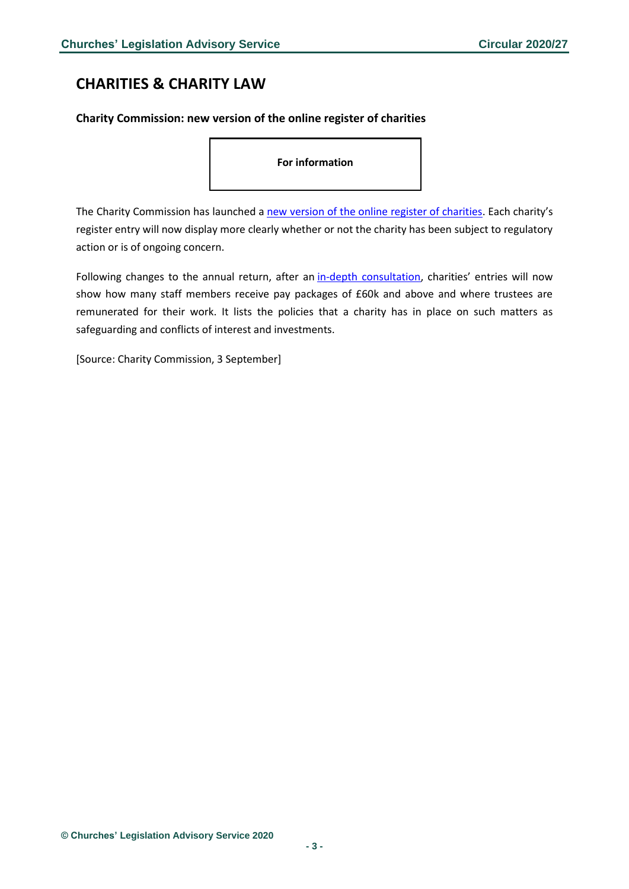# CHARITIES & CHARITY LAW

### Charity Commission: new version of the online register of charities

**For information**

The Charity Commission has launched a new version of the online register of charities. Each charity's register entry will now display more clearly whether or not the charity has been subject to regulatory action or is of ongoing concern.

Following changes to the annual return, after an in-depth consultation, charities' entries will now show how many staff members receive pay packages of £60k and above and where trustees are remunerated for their work. It lists the policies that a charity has in place on such matters as safeguarding and conflicts of interest and investments.

[Source: Charity Commission, 3 September]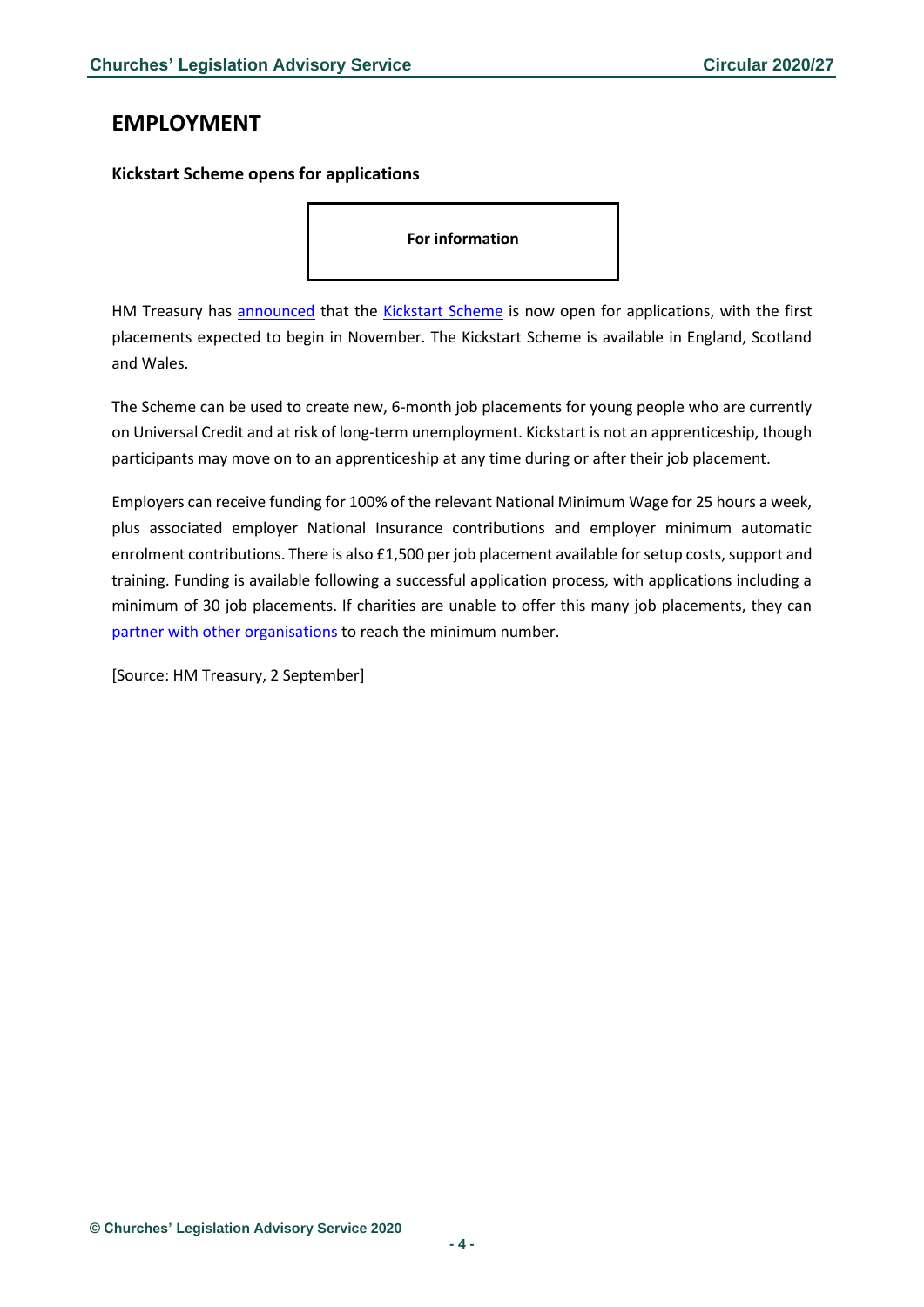# EMPLOYMENT

### Kickstart Scheme opens for applications

**For information**

HM Treasury has announced that the Kickstart Scheme is now open for applications, with the first placements expected to begin in November. The Kickstart Scheme is available in England, Scotland and Wales.

The Scheme can be used to create new, 6-month job placements for young people who are currently on Universal Credit and at risk of long-term unemployment. Kickstart is not an apprenticeship, though participants may move on to an apprenticeship at any time during or after their job placement.

Employers can receive funding for 100% of the relevant National Minimum Wage for 25 hours a week, plus associated employer National Insurance contributions and employer minimum automatic enrolment contributions. There is also £1,500 per job placement available for setup costs, support and training. Funding is available following a successful application process, with applications including a minimum of 30 job placements. If charities are unable to offer this many job placements, they can partner with other organisations to reach the minimum number.

[Source: HM Treasury, 2 September]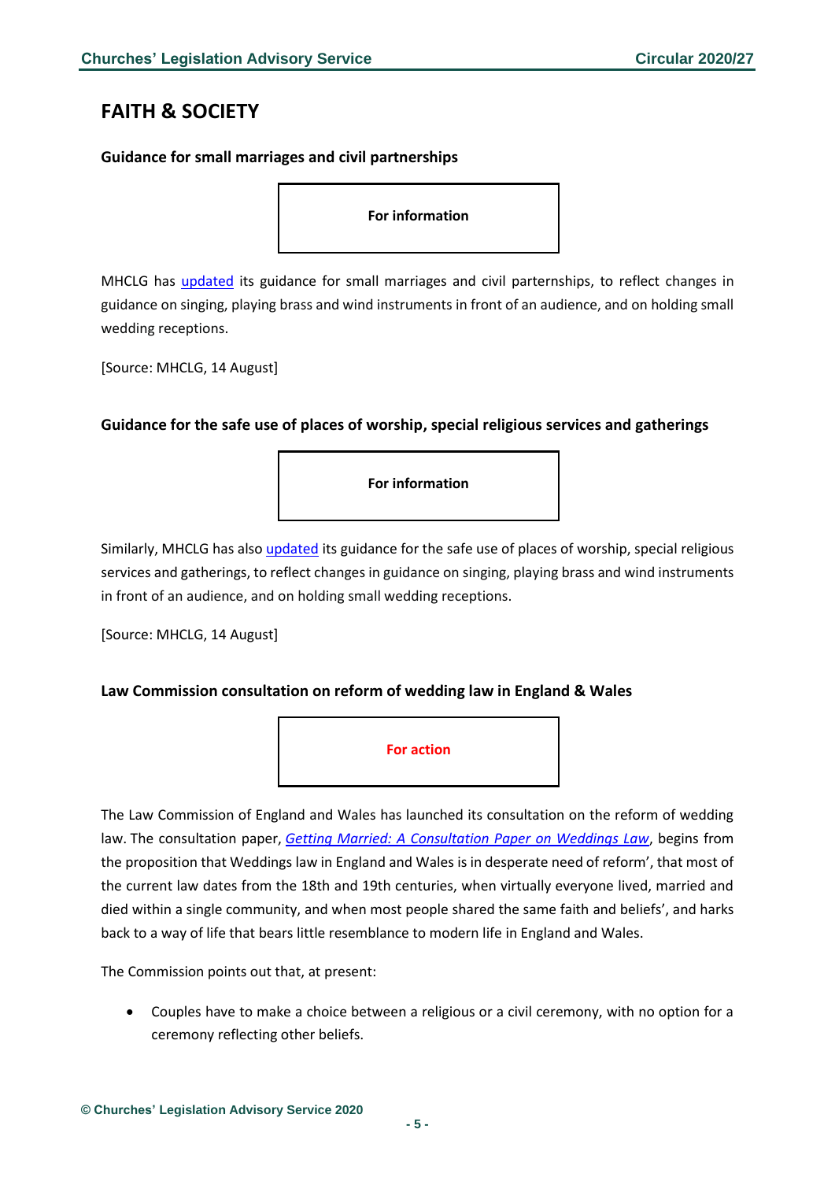# FAITH & SOCIETY

### Guidance for small marriages and civil partnerships

**For information**

MHCLG has updated its guidance for small marriages and civil parternships, to reflect changes in guidance on singing, playing brass and wind instruments in front of an audience, and on holding small wedding receptions.

[Source: MHCLG, 14 August]

### Guidance for the safe use of places of worship, special religious services and gatherings

**For information**

Similarly, MHCLG has also updated its guidance for the safe use of places of worship, special religious services and gatherings, to reflect changes in guidance on singing, playing brass and wind instruments in front of an audience, and on holding small wedding receptions.

[Source: MHCLG, 14 August]

### Law Commission consultation on reform of wedding law in England & Wales

**For action**

The Law Commission of England and Wales has launched its consultation on the reform of wedding law. The consultation paper, *Getting Married: A Consultation Paper on Weddings Law*, begins from the proposition that Weddings law in England and Wales is in desperate need of reform', that most of the current law dates from the 18th and 19th centuries, when virtually everyone lived, married and died within a single community, and when most people shared the same faith and beliefs', and harks back to a way of life that bears little resemblance to modern life in England and Wales.

The Commission points out that, at present:

- Couples have to make a choice between a religious or a civil ceremony, with no option for a ceremony reflecting other beliefs.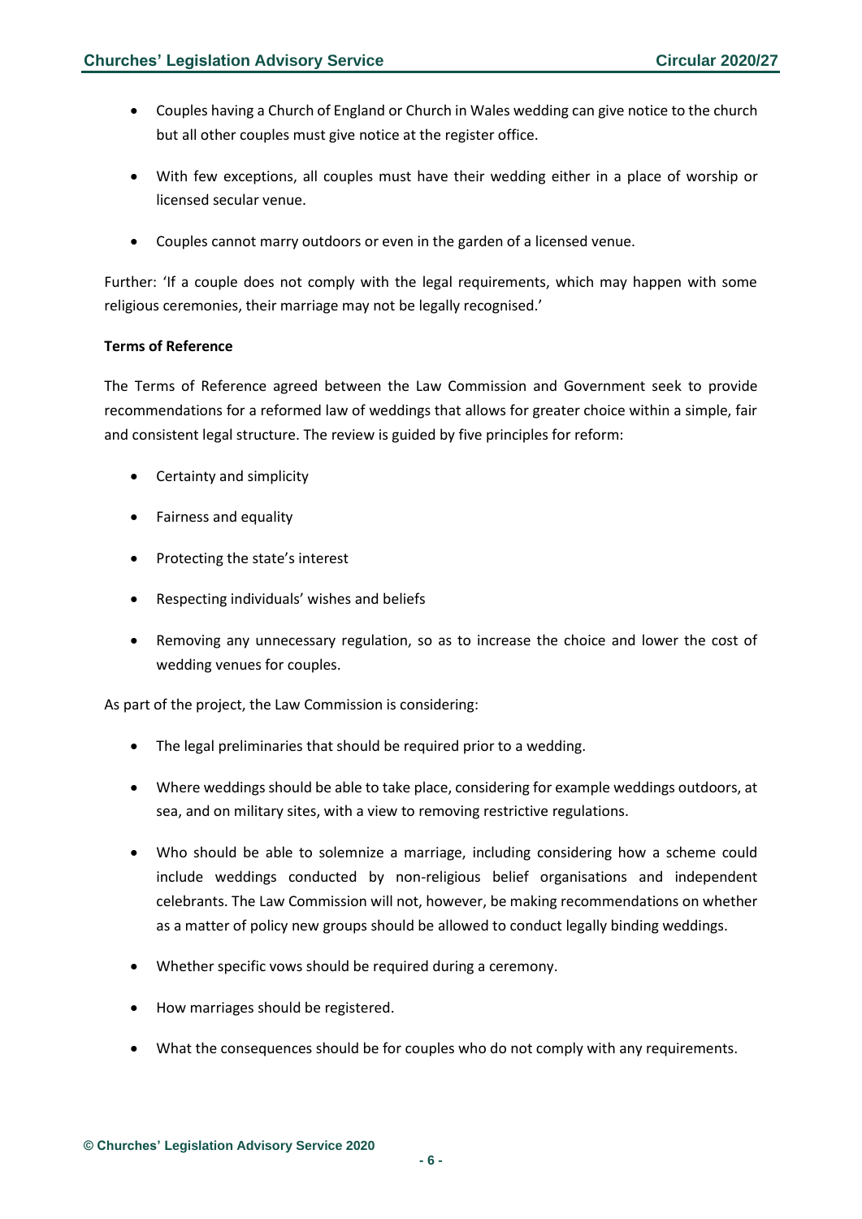- Couples having a Church of England or Church in Wales wedding can give notice to the church but all other couples must give notice at the register office.
- With few exceptions, all couples must have their wedding either in a place of worship or licensed secular venue.
- Couples cannot marry outdoors or even in the garden of a licensed venue.

Further: 'If a couple does not comply with the legal requirements, which may happen with some religious ceremonies, their marriage may not be legally recognised.'

**Terms of Reference**

The Terms of Reference agreed between the Law Commission and Government seek to provide recommendations for a reformed law of weddings that allows for greater choice within a simple, fair and consistent legal structure. The review is guided by five principles for reform:

- Certainty and simplicity
- Fairness and equality
- Protecting the state's interest
- Respecting individuals' wishes and beliefs
- Removing any unnecessary regulation, so as to increase the choice and lower the cost of wedding venues for couples.

As part of the project, the Law Commission is considering:

- The legal preliminaries that should be required prior to a wedding.
- Where weddings should be able to take place, considering for example weddings outdoors, at sea, and on military sites, with a view to removing restrictive regulations.
- Who should be able to solemnize a marriage, including considering how a scheme could include weddings conducted by non-religious belief organisations and independent celebrants. The Law Commission will not, however, be making recommendations on whether as a matter of policy new groups should be allowed to conduct legally binding weddings.
- Whether specific vows should be required during a ceremony.
- How marriages should be registered.
- What the consequences should be for couples who do not comply with any requirements.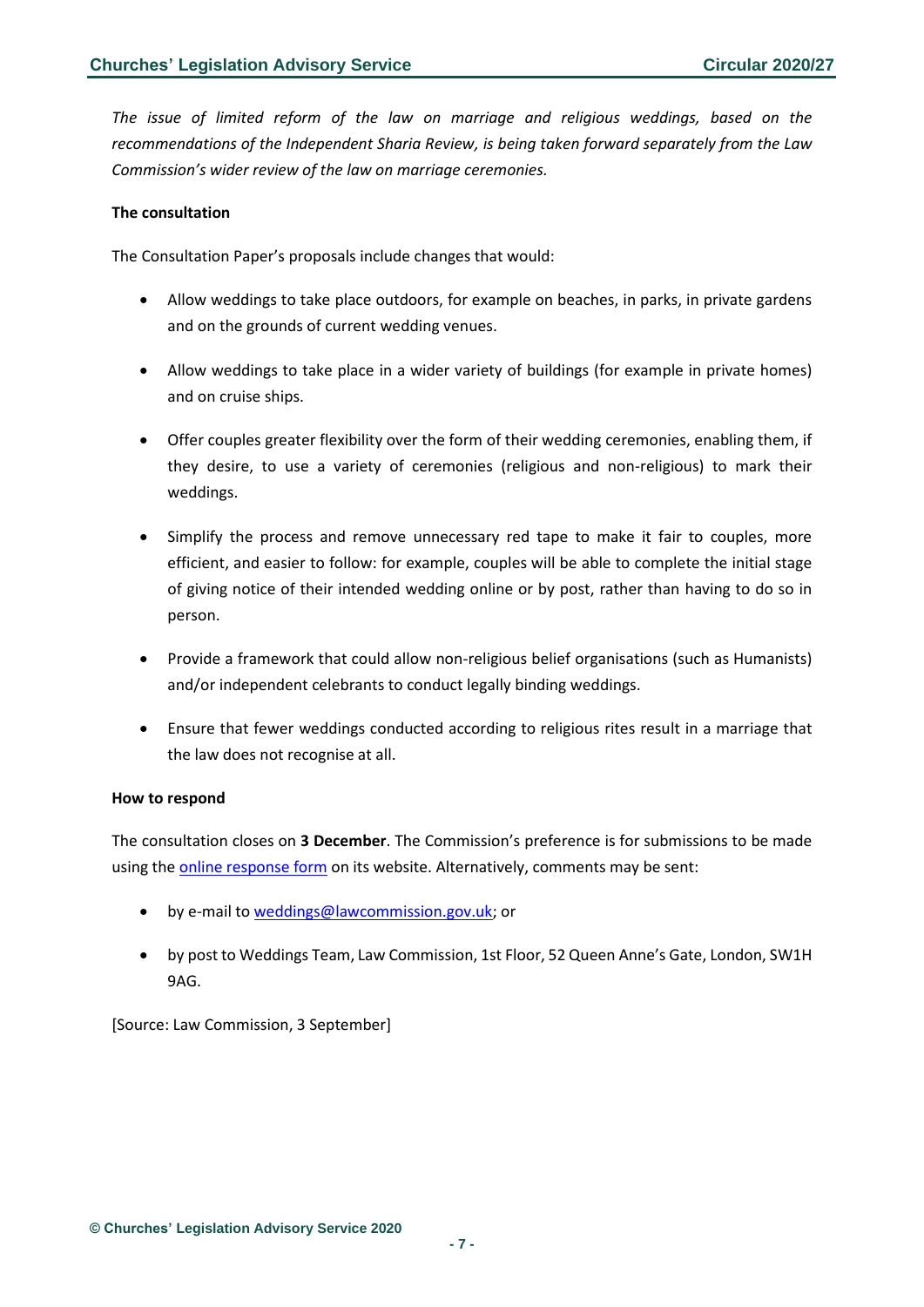*The issue of limited reform of the law on marriage and religious weddings, based on the recommendations of the Independent Sharia Review, is being taken forward separately from the Law Commission's wider review of the law on marriage ceremonies.*

**The consultation**

The Consultation Paper's proposals include changes that would:

- Allow weddings to take place outdoors, for example on beaches, in parks, in private gardens and on the grounds of current wedding venues.
- Allow weddings to take place in a wider variety of buildings (for example in private homes) and on cruise ships.
- Offer couples greater flexibility over the form of their wedding ceremonies, enabling them, if they desire, to use a variety of ceremonies (religious and non-religious) to mark their weddings.
- Simplify the process and remove unnecessary red tape to make it fair to couples, more efficient, and easier to follow: for example, couples will be able to complete the initial stage of giving notice of their intended wedding online or by post, rather than having to do so in person.
- Provide a framework that could allow non-religious belief organisations (such as Humanists) and/or independent celebrants to conduct legally binding weddings.
- Ensure that fewer weddings conducted according to religious rites result in a marriage that the law does not recognise at all.

**How to respond**

The consultation closes on **3 December**. The Commission's preference is for submissions to be made using the online response form on its website. Alternatively, comments may be sent:

- by e-mail to weddings@lawcommission.gov.uk; or
- by post to Weddings Team, Law Commission, 1st Floor, 52 Queen Anne's Gate, London, SW1H 9AG.

[Source: Law Commission, 3 September]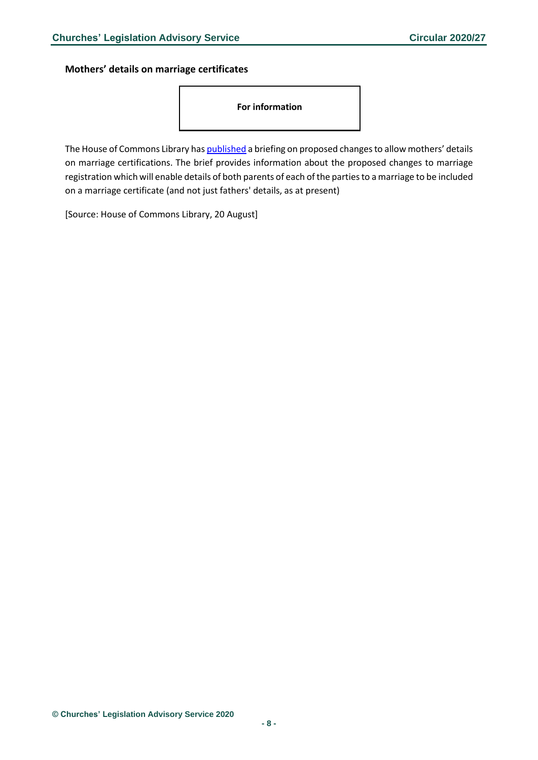### Mothers' details on marriage certificates

**For information**

The House of Commons Library has published a briefing on proposed changes to allow mothers' details on marriage certifications. The brief provides information about the proposed changes to marriage registration which will enable details of both parents of each of the parties to a marriage to be included on a marriage certificate (and not just fathers' details, as at present)

[Source: House of Commons Library, 20 August]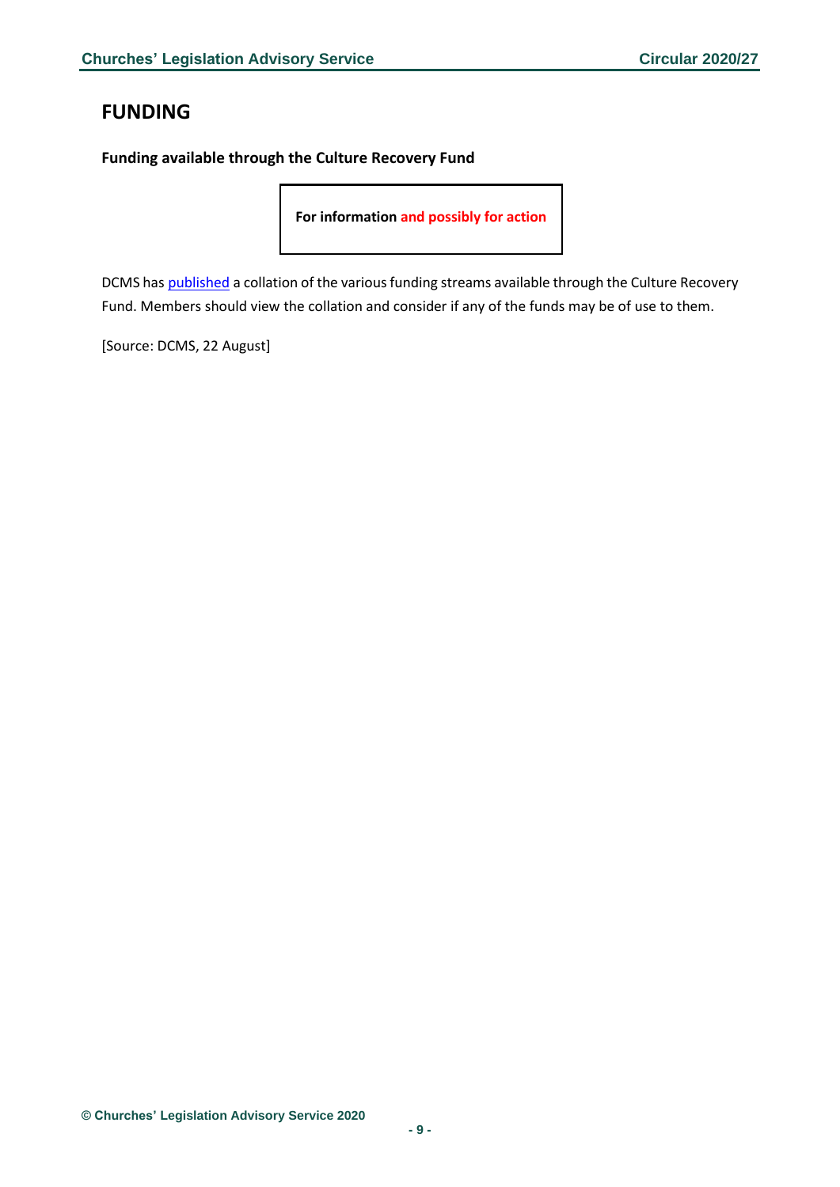# FUNDING

### Funding available through the Culture Recovery Fund

**For information and possibly for action**

DCMS has published a collation of the various funding streams available through the Culture Recovery Fund. Members should view the collation and consider if any of the funds may be of use to them.

[Source: DCMS, 22 August]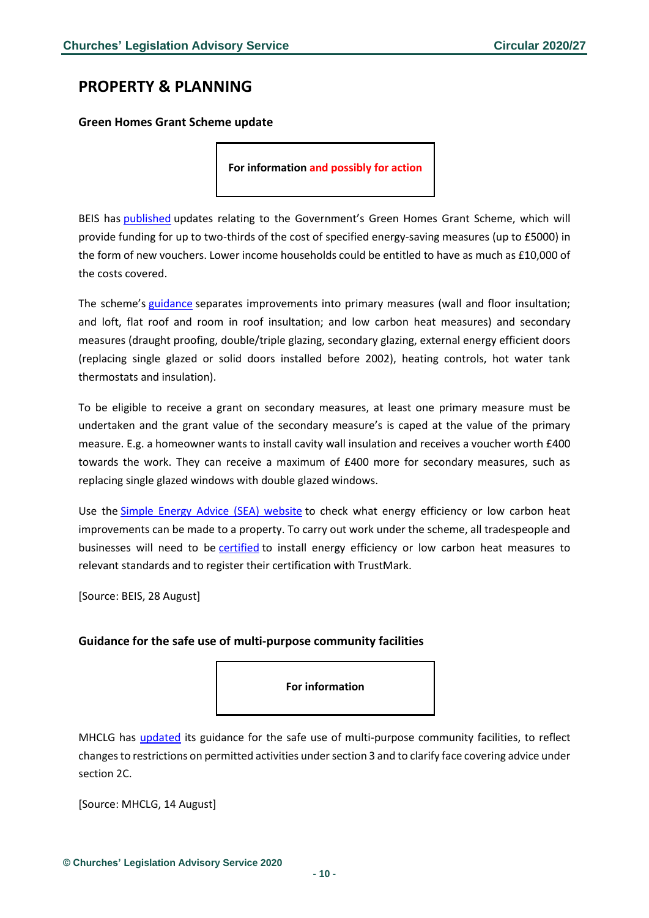## PROPERTY & PLANNING

### Green Homes Grant Scheme update

**For information and possibly for action**

BEIS has published updates relating to the Government's Green Homes Grant Scheme, which will provide funding for up to two-thirds of the cost of specified energy-saving measures (up to £5000) in the form of new vouchers. Lower income households could be entitled to have as much as £10,000 of the costs covered.

The scheme's guidance separates improvements into primary measures (wall and floor insulation; and loft, flat roof and room in roof insulation; and low carbon heat measures) and secondary measures (draught proofing, double/triple glazing, secondary glazing, external energy efficient doors (replacing single glazed or solid doors installed before 2002), heating controls, hot water tank thermostats and insulation).

To be eligible to receive a grant on secondary measures, at least one primary measure must be undertaken and the grant value of the secondary measure's is caped at the value of the primary measure. E.g. a homeowner wants to install cavity wall insulation and receives a voucher worth £400 towards the work. They can receive a maximum of £400 more for secondary measures, such as replacing single glazed windows with double glazed windows.

Use the Simple Energy Advice (SEA) website to check what energy efficiency or low carbon heat improvements can be made to a property. To carry out work under the scheme, all tradespeople and businesses will need to be certified to install energy efficiency or low carbon heat measures to relevant standards and to register their certification with TrustMark.

[Source: BEIS, 28 August]

### Guidance for the safe use of multi-purpose community facilities

**For information**

MHCLG has updated its guidance for the safe use of multi-purpose community facilities, to reflect changes to restrictions on permitted activities under section 3 and to clarify face covering advice under section 2C.

[Source: MHCLG, 14 August]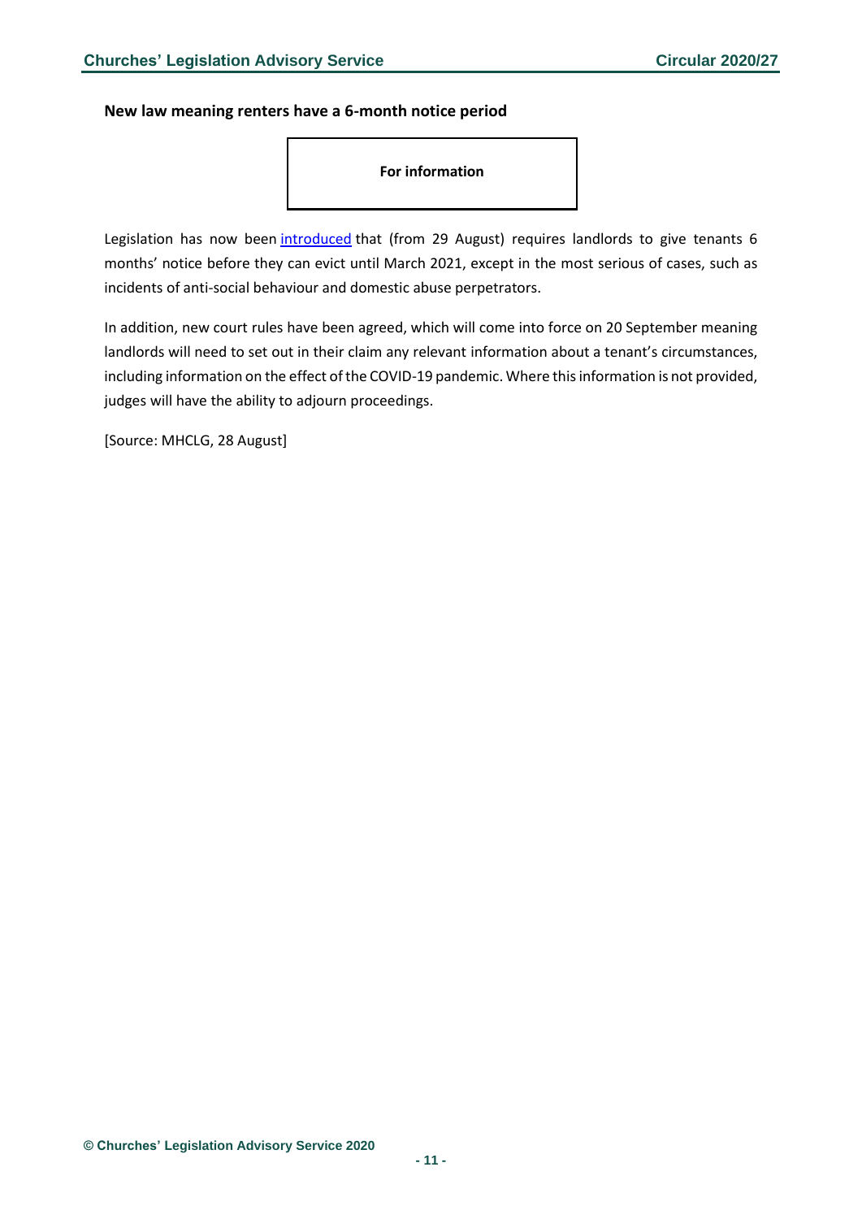**New law meaning renters have a 6-month notice period**

**For information**

Legislation has now been introduced that (from 29 August) requires landlords to give tenants 6 months' notice before they can evict until March 2021, except in the most serious of cases, such as incidents of anti-social behaviour and domestic abuse perpetrators.

In addition, new court rules have been agreed, which will come into force on 20 September meaning landlords will need to set out in their claim any relevant information about a tenant's circumstances, including information on the effect of the COVID-19 pandemic. Where this information is not provided, judges will have the ability to adjourn proceedings.

[Source: MHCLG, 28 August]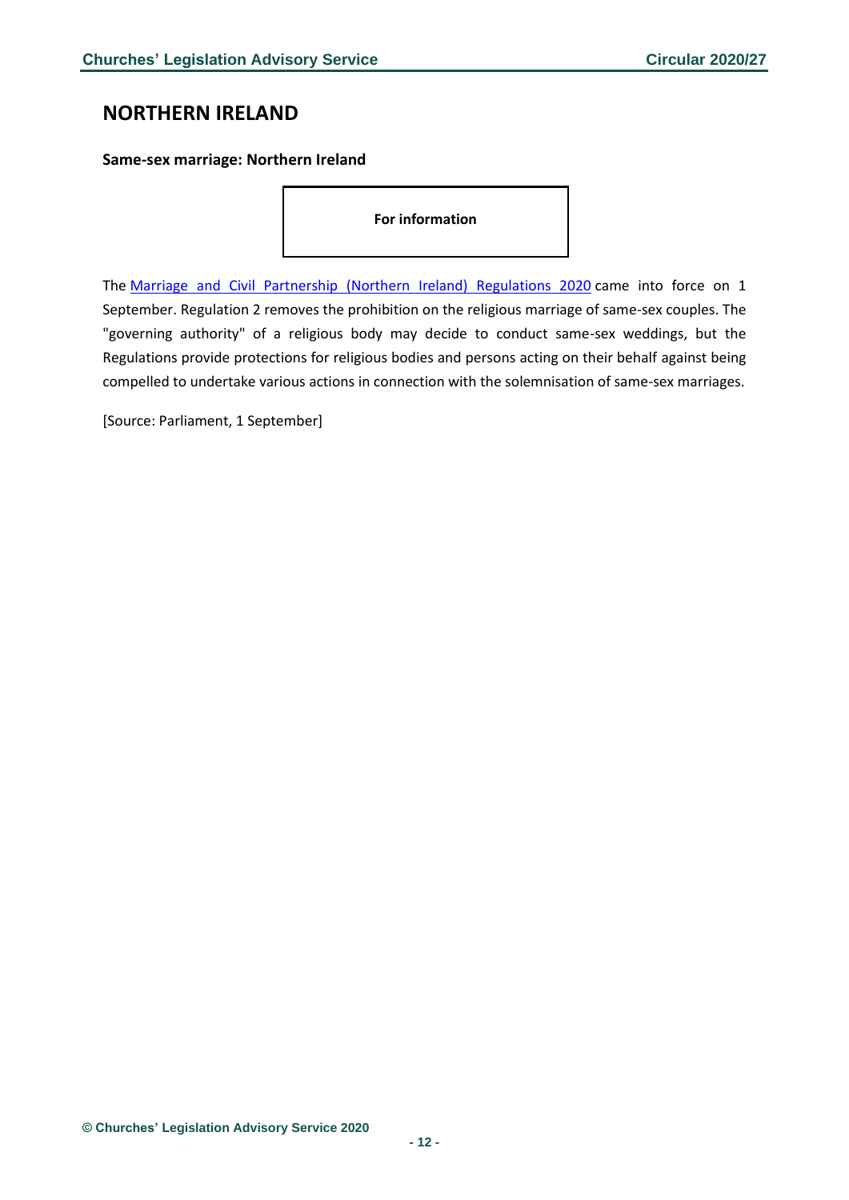# NORTHERN IRELAND

**Same-sex marriage: Northern Ireland**

**For information**

The [Marriage and Civil Partnership (Northern Ireland) Regulations 2020]() came into force on 1 September. Regulation 2 removes the prohibition on the religious marriage of same-sex couples. The "governing authority" of a religious body may decide to conduct same-sex weddings, but the Regulations provide protections for religious bodies and persons acting on their behalf against being compelled to undertake various actions in connection with the solemnisation of same-sex marriages.

[Source: Parliament, 1 September]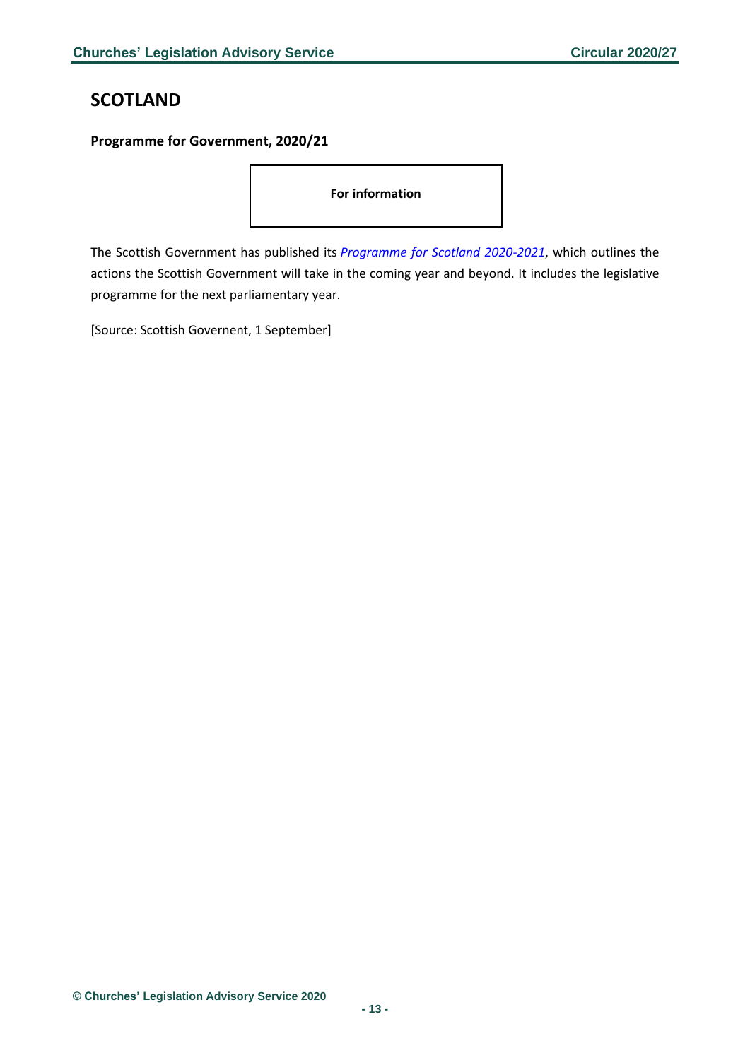# SCOTLAND

**Programme for Government, 2020/21**

**For information**

The Scottish Government has published its *Programme for Scotland 2020-2021*, which outlines the actions the Scottish Government will take in the coming year and beyond. It includes the legislative programme for the next parliamentary year.

[Source: Scottish Governent, 1 September]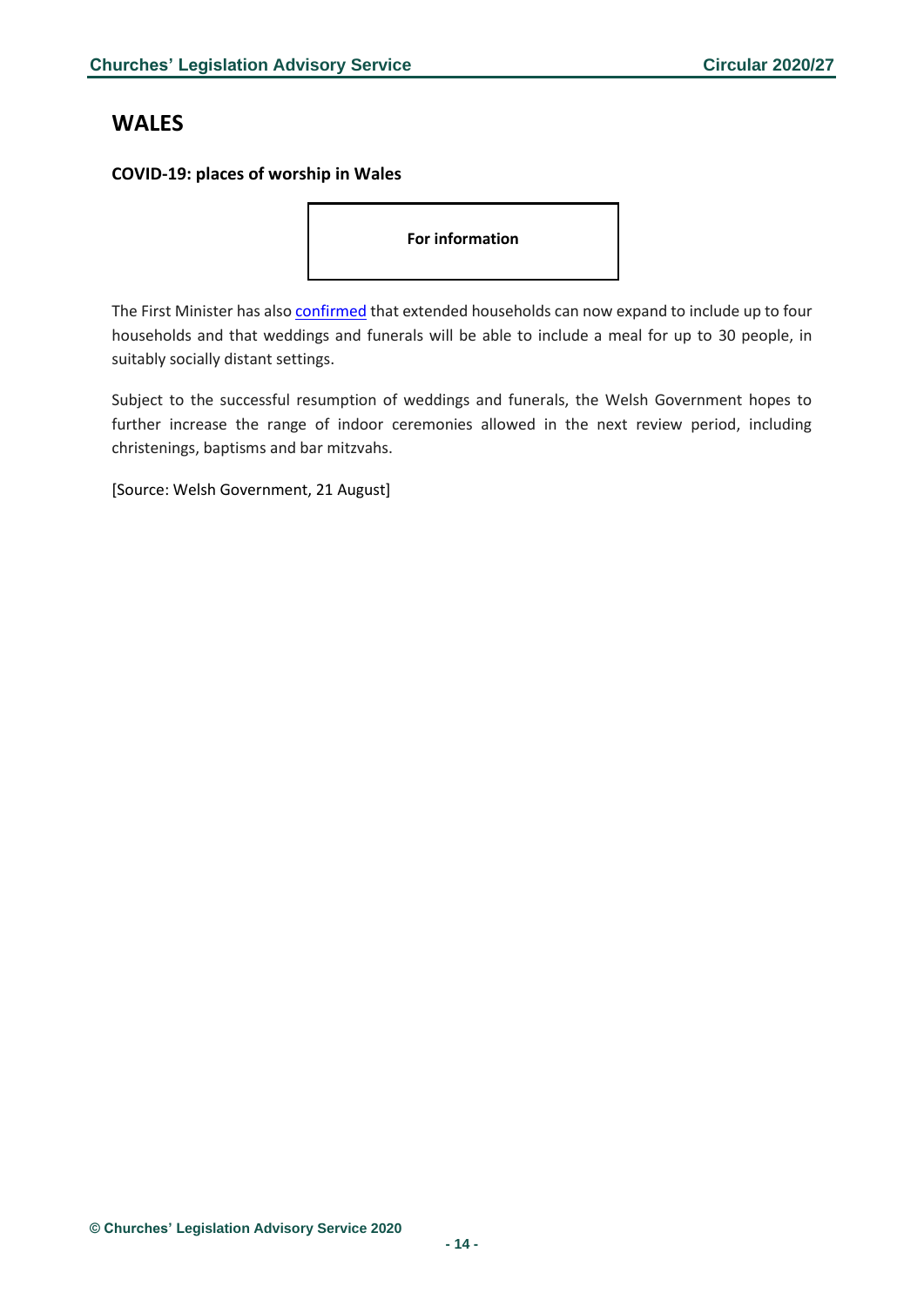# WALES

**COVID-19: places of worship in Wales**

**For information**

The First Minister has also confirmed that extended households can now expand to include up to four households and that weddings and funerals will be able to include a meal for up to 30 people, in suitably socially distant settings.

Subject to the successful resumption of weddings and funerals, the Welsh Government hopes to further increase the range of indoor ceremonies allowed in the next review period, including christenings, baptisms and bar mitzvahs.

[Source: Welsh Government, 21 August]